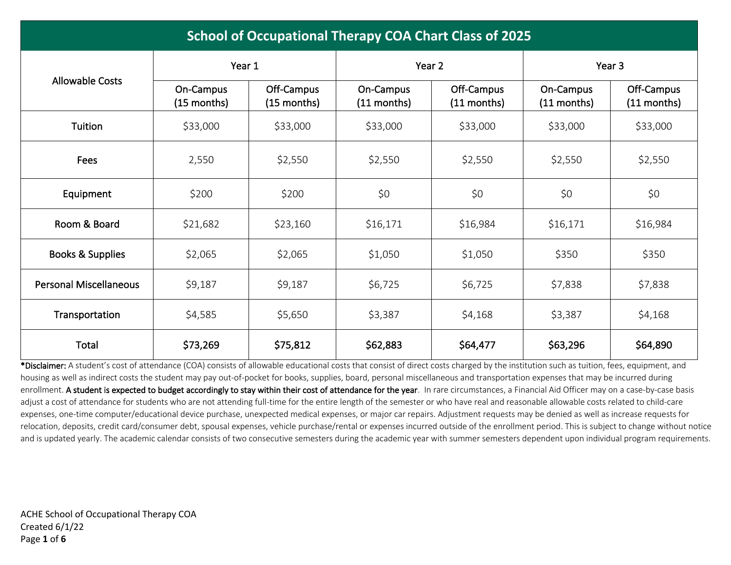# School of Occupational Therapy COA Chart Class of 2025

| Allowable Costs | Year 1 | | Year 2 | | Year 3 | |
|---|---|---|---|---|---|---|
| | On-Campus (15 months) | Off-Campus (15 months) | On-Campus (11 months) | Off-Campus (11 months) | On-Campus (11 months) | Off-Campus (11 months) |
| Tuition | $33,000 | $33,000 | $33,000 | $33,000 | $33,000 | $33,000 |
| Fees | 2,550 | $2,550 | $2,550 | $2,550 | $2,550 | $2,550 |
| Equipment | $200 | $200 | $0 | $0 | $0 | $0 |
| Room & Board | $21,682 | $23,160 | $16,171 | $16,984 | $16,171 | $16,984 |
| Books & Supplies | $2,065 | $2,065 | $1,050 | $1,050 | $350 | $350 |
| Personal Miscellaneous | $9,187 | $9,187 | $6,725 | $6,725 | $7,838 | $7,838 |
| Transportation | $4,585 | $5,650 | $3,387 | $4,168 | $3,387 | $4,168 |
| Total | **$73,269** | **$75,812** | **$62,883** | **$64,477** | **$63,296** | **$64,890** |

***Disclaimer:** A student's cost of attendance (COA) consists of allowable educational costs that consist of direct costs charged by the institution such as tuition, fees, equipment, and housing as well as indirect costs the student may pay out-of-pocket for books, supplies, board, personal miscellaneous and transportation expenses that may be incurred during enrollment. **A student is expected to budget accordingly to stay within their cost of attendance for the year**. In rare circumstances, a Financial Aid Officer may on a case-by-case basis adjust a cost of attendance for students who are not attending full-time for the entire length of the semester or who have real and reasonable allowable costs related to child-care expenses, one-time computer/educational device purchase, unexpected medical expenses, or major car repairs. Adjustment requests may be denied as well as increase requests for relocation, deposits, credit card/consumer debt, spousal expenses, vehicle purchase/rental or expenses incurred outside of the enrollment period. This is subject to change without notice and is updated yearly. The academic calendar consists of two consecutive semesters during the academic year with summer semesters dependent upon individual program requirements.

ACHE School of Occupational Therapy COA
Created 6/1/22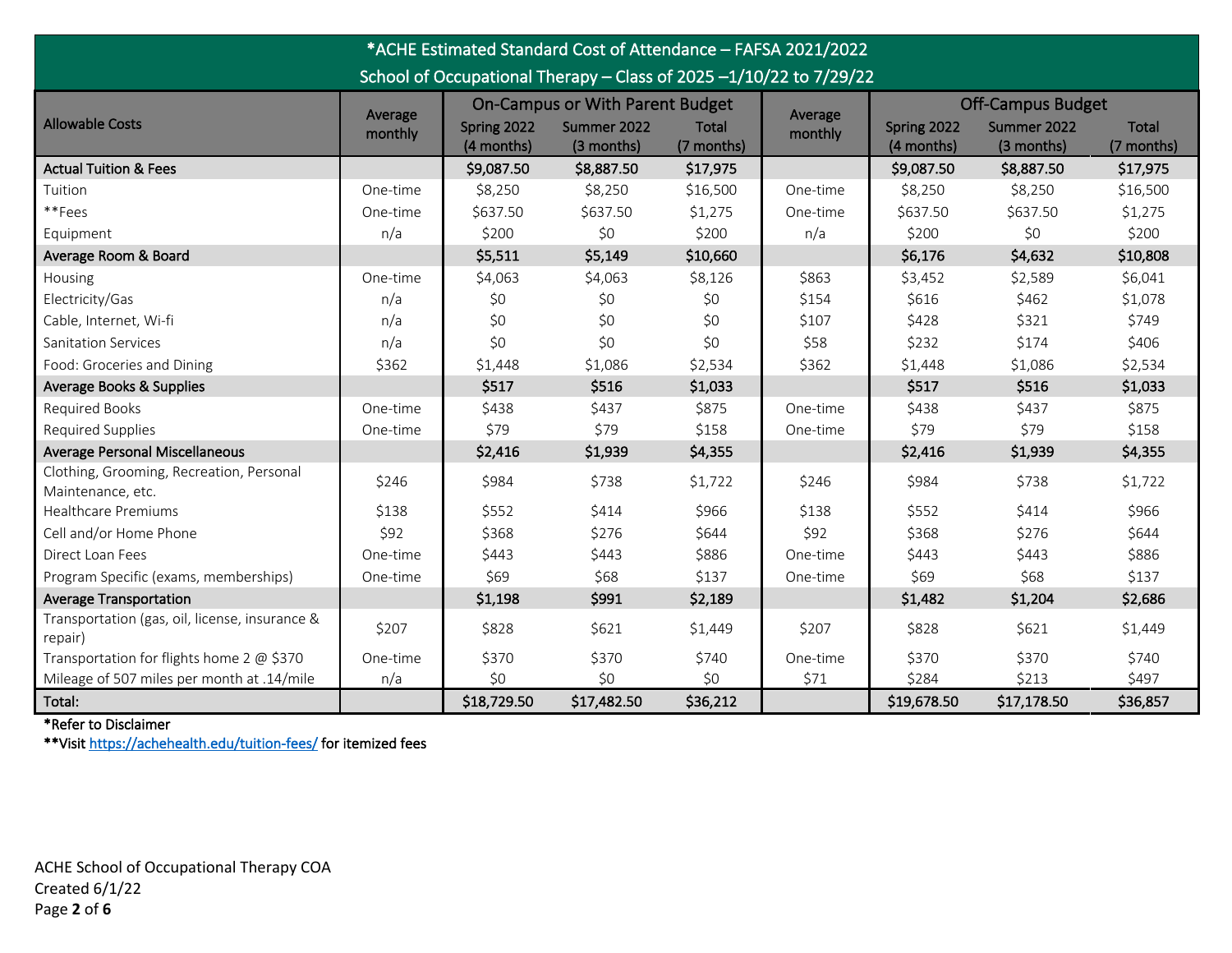# *ACHE Estimated Standard Cost of Attendance – FAFSA 2021/2022

## School of Occupational Therapy – Class of 2025 –1/10/22 to 7/29/22

| Allowable Costs | Average monthly | On-Campus or With Parent Budget | | | Average monthly | Off-Campus Budget | | |
|---|---|---|---|---|---|---|---|---|
| | | Spring 2022 (4 months) | Summer 2022 (3 months) | Total (7 months) | | Spring 2022 (4 months) | Summer 2022 (3 months) | Total (7 months) |
| **Actual Tuition & Fees** | | **$9,087.50** | **$8,887.50** | **$17,975** | | **$9,087.50** | **$8,887.50** | **$17,975** |
| Tuition | One-time | $8,250 | $8,250 | $16,500 | One-time | $8,250 | $8,250 | $16,500 |
| **Fees | One-time | $637.50 | $637.50 | $1,275 | One-time | $637.50 | $637.50 | $1,275 |
| Equipment | n/a | $200 | $0 | $200 | n/a | $200 | $0 | $200 |
| **Average Room & Board** | | **$5,511** | **$5,149** | **$10,660** | | **$6,176** | **$4,632** | **$10,808** |
| Housing | One-time | $4,063 | $4,063 | $8,126 | $863 | $3,452 | $2,589 | $6,041 |
| Electricity/Gas | n/a | $0 | $0 | $0 | $154 | $616 | $462 | $1,078 |
| Cable, Internet, Wi-fi | n/a | $0 | $0 | $0 | $107 | $428 | $321 | $749 |
| Sanitation Services | n/a | $0 | $0 | $0 | $58 | $232 | $174 | $406 |
| Food: Groceries and Dining | $362 | $1,448 | $1,086 | $2,534 | $362 | $1,448 | $1,086 | $2,534 |
| **Average Books & Supplies** | | **$517** | **$516** | **$1,033** | | **$517** | **$516** | **$1,033** |
| Required Books | One-time | $438 | $437 | $875 | One-time | $438 | $437 | $875 |
| Required Supplies | One-time | $79 | $79 | $158 | One-time | $79 | $79 | $158 |
| **Average Personal Miscellaneous** | | **$2,416** | **$1,939** | **$4,355** | | **$2,416** | **$1,939** | **$4,355** |
| Clothing, Grooming, Recreation, Personal Maintenance, etc. | $246 | $984 | $738 | $1,722 | $246 | $984 | $738 | $1,722 |
| Healthcare Premiums | $138 | $552 | $414 | $966 | $138 | $552 | $414 | $966 |
| Cell and/or Home Phone | $92 | $368 | $276 | $644 | $92 | $368 | $276 | $644 |
| Direct Loan Fees | One-time | $443 | $443 | $886 | One-time | $443 | $443 | $886 |
| Program Specific (exams, memberships) | One-time | $69 | $68 | $137 | One-time | $69 | $68 | $137 |
| **Average Transportation** | | **$1,198** | **$991** | **$2,189** | | **$1,482** | **$1,204** | **$2,686** |
| Transportation (gas, oil, license, insurance & repair) | $207 | $828 | $621 | $1,449 | $207 | $828 | $621 | $1,449 |
| Transportation for flights home 2 @ $370 | One-time | $370 | $370 | $740 | One-time | $370 | $370 | $740 |
| Mileage of 507 miles per month at .14/mile | n/a | $0 | $0 | $0 | $71 | $284 | $213 | $497 |
| **Total:** | | **$18,729.50** | **$17,482.50** | **$36,212** | | **$19,678.50** | **$17,178.50** | **$36,857** |

**\*Refer to Disclaimer**

**\*\*Visit https://achehealth.edu/tuition-fees/ for itemized fees**

ACHE School of Occupational Therapy COA
Created 6/1/22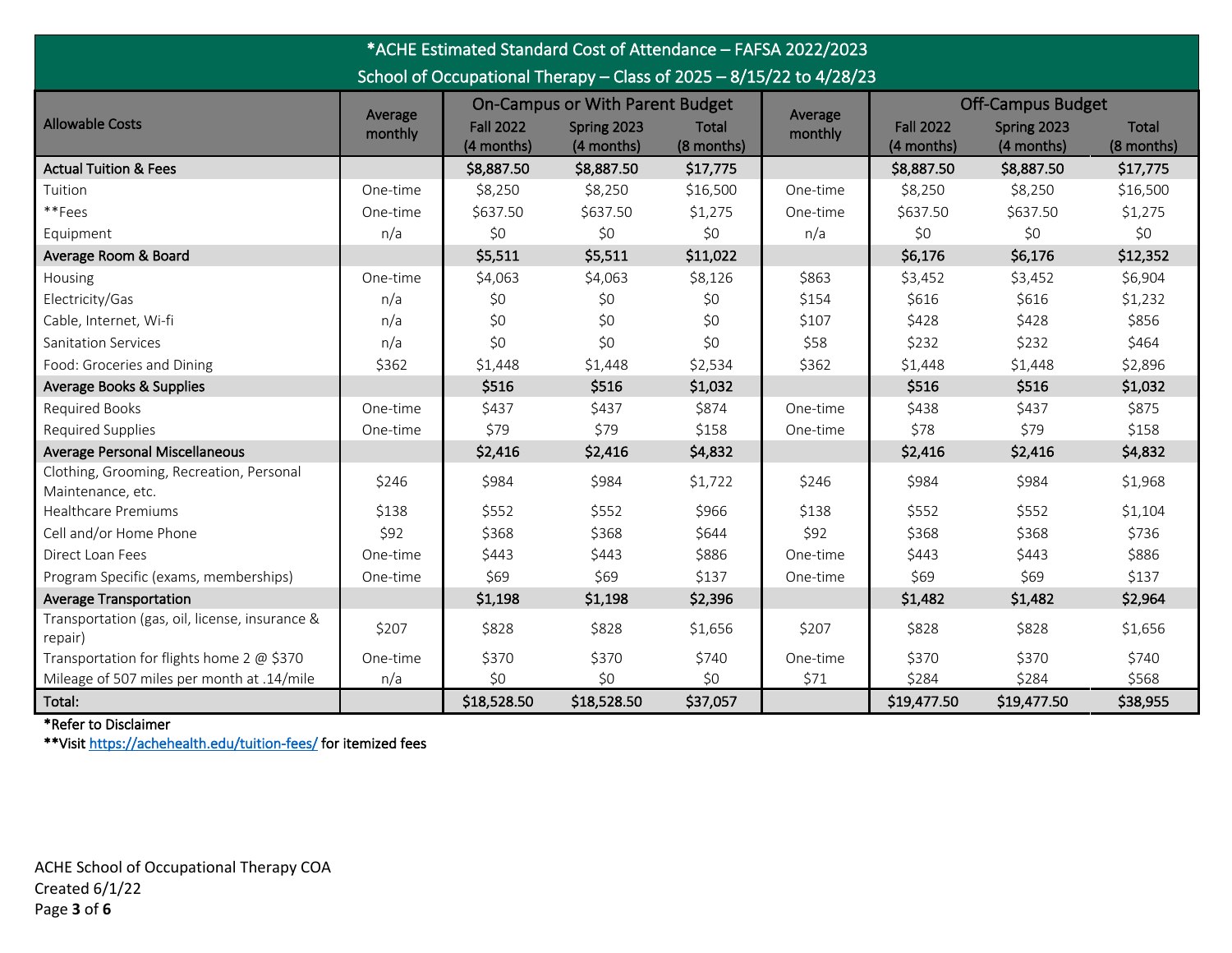| *ACHE Estimated Standard Cost of Attendance – FAFSA 2022/2023<br>School of Occupational Therapy – Class of 2025 – 8/15/22 to 4/28/23 | | | | | | | | |
|---|---|---|---|---|---|---|---|---|
| Allowable Costs | Average monthly | On-Campus or With Parent Budget | | | Average monthly | Off-Campus Budget | | |
| | | Fall 2022 (4 months) | Spring 2023 (4 months) | Total (8 months) | | Fall 2022 (4 months) | Spring 2023 (4 months) | Total (8 months) |
| **Actual Tuition & Fees** | | **$8,887.50** | **$8,887.50** | **$17,775** | | **$8,887.50** | **$8,887.50** | **$17,775** |
| Tuition | One-time | $8,250 | $8,250 | $16,500 | One-time | $8,250 | $8,250 | $16,500 |
| **Fees | One-time | $637.50 | $637.50 | $1,275 | One-time | $637.50 | $637.50 | $1,275 |
| Equipment | n/a | $0 | $0 | $0 | n/a | $0 | $0 | $0 |
| **Average Room & Board** | | **$5,511** | **$5,511** | **$11,022** | | **$6,176** | **$6,176** | **$12,352** |
| Housing | One-time | $4,063 | $4,063 | $8,126 | $863 | $3,452 | $3,452 | $6,904 |
| Electricity/Gas | n/a | $0 | $0 | $0 | $154 | $616 | $616 | $1,232 |
| Cable, Internet, Wi-fi | n/a | $0 | $0 | $0 | $107 | $428 | $428 | $856 |
| Sanitation Services | n/a | $0 | $0 | $0 | $58 | $232 | $232 | $464 |
| Food: Groceries and Dining | $362 | $1,448 | $1,448 | $2,534 | $362 | $1,448 | $1,448 | $2,896 |
| **Average Books & Supplies** | | **$516** | **$516** | **$1,032** | | **$516** | **$516** | **$1,032** |
| Required Books | One-time | $437 | $437 | $874 | One-time | $438 | $437 | $875 |
| Required Supplies | One-time | $79 | $79 | $158 | One-time | $78 | $79 | $158 |
| **Average Personal Miscellaneous** | | **$2,416** | **$2,416** | **$4,832** | | **$2,416** | **$2,416** | **$4,832** |
| Clothing, Grooming, Recreation, Personal Maintenance, etc. | $246 | $984 | $984 | $1,722 | $246 | $984 | $984 | $1,968 |
| Healthcare Premiums | $138 | $552 | $552 | $966 | $138 | $552 | $552 | $1,104 |
| Cell and/or Home Phone | $92 | $368 | $368 | $644 | $92 | $368 | $368 | $736 |
| Direct Loan Fees | One-time | $443 | $443 | $886 | One-time | $443 | $443 | $886 |
| Program Specific (exams, memberships) | One-time | $69 | $69 | $137 | One-time | $69 | $69 | $137 |
| **Average Transportation** | | **$1,198** | **$1,198** | **$2,396** | | **$1,482** | **$1,482** | **$2,964** |
| Transportation (gas, oil, license, insurance & repair) | $207 | $828 | $828 | $1,656 | $207 | $828 | $828 | $1,656 |
| Transportation for flights home 2 @ $370 | One-time | $370 | $370 | $740 | One-time | $370 | $370 | $740 |
| Mileage of 507 miles per month at .14/mile | n/a | $0 | $0 | $0 | $71 | $284 | $284 | $568 |
| **Total:** | | **$18,528.50** | **$18,528.50** | **$37,057** | | **$19,477.50** | **$19,477.50** | **$38,955** |

**\*Refer to Disclaimer**

**\*\*Visit [https://achehealth.edu/tuition-fees/](https://achehealth.edu/tuition-fees/) for itemized fees**

ACHE School of Occupational Therapy COA
Created 6/1/22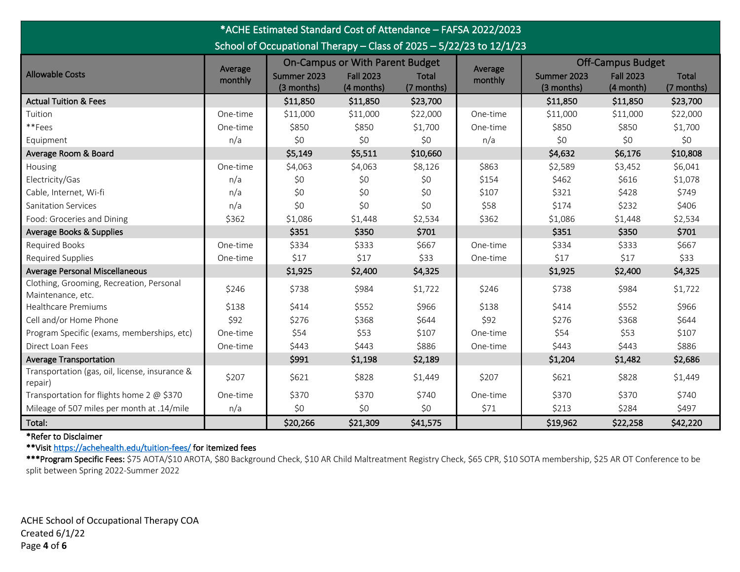| *ACHE Estimated Standard Cost of Attendance – FAFSA 2022/2023<br>School of Occupational Therapy – Class of 2025 – 5/22/23 to 12/1/23 | | | | | | | | |
|---|---|---|---|---|---|---|---|---|
| Allowable Costs | Average monthly | On-Campus or With Parent Budget | | | Average monthly | Off-Campus Budget | | |
| | | Summer 2023 (3 months) | Fall 2023 (4 months) | Total (7 months) | | Summer 2023 (3 months) | Fall 2023 (4 month) | Total (7 months) |
| **Actual Tuition & Fees** | | **$11,850** | **$11,850** | **$23,700** | | **$11,850** | **$11,850** | **$23,700** |
| Tuition | One-time | $11,000 | $11,000 | $22,000 | One-time | $11,000 | $11,000 | $22,000 |
| **Fees | One-time | $850 | $850 | $1,700 | One-time | $850 | $850 | $1,700 |
| Equipment | n/a | $0 | $0 | $0 | n/a | $0 | $0 | $0 |
| **Average Room & Board** | | **$5,149** | **$5,511** | **$10,660** | | **$4,632** | **$6,176** | **$10,808** |
| Housing | One-time | $4,063 | $4,063 | $8,126 | $863 | $2,589 | $3,452 | $6,041 |
| Electricity/Gas | n/a | $0 | $0 | $0 | $154 | $462 | $616 | $1,078 |
| Cable, Internet, Wi-fi | n/a | $0 | $0 | $0 | $107 | $321 | $428 | $749 |
| Sanitation Services | n/a | $0 | $0 | $0 | $58 | $174 | $232 | $406 |
| Food: Groceries and Dining | $362 | $1,086 | $1,448 | $2,534 | $362 | $1,086 | $1,448 | $2,534 |
| **Average Books & Supplies** | | **$351** | **$350** | **$701** | | **$351** | **$350** | **$701** |
| Required Books | One-time | $334 | $333 | $667 | One-time | $334 | $333 | $667 |
| Required Supplies | One-time | $17 | $17 | $33 | One-time | $17 | $17 | $33 |
| **Average Personal Miscellaneous** | | **$1,925** | **$2,400** | **$4,325** | | **$1,925** | **$2,400** | **$4,325** |
| Clothing, Grooming, Recreation, Personal Maintenance, etc. | $246 | $738 | $984 | $1,722 | $246 | $738 | $984 | $1,722 |
| Healthcare Premiums | $138 | $414 | $552 | $966 | $138 | $414 | $552 | $966 |
| Cell and/or Home Phone | $92 | $276 | $368 | $644 | $92 | $276 | $368 | $644 |
| Program Specific (exams, memberships, etc) | One-time | $54 | $53 | $107 | One-time | $54 | $53 | $107 |
| Direct Loan Fees | One-time | $443 | $443 | $886 | One-time | $443 | $443 | $886 |
| **Average Transportation** | | **$991** | **$1,198** | **$2,189** | | **$1,204** | **$1,482** | **$2,686** |
| Transportation (gas, oil, license, insurance & repair) | $207 | $621 | $828 | $1,449 | $207 | $621 | $828 | $1,449 |
| Transportation for flights home 2 @ $370 | One-time | $370 | $370 | $740 | One-time | $370 | $370 | $740 |
| Mileage of 507 miles per month at .14/mile | n/a | $0 | $0 | $0 | $71 | $213 | $284 | $497 |
| **Total:** | | **$20,266** | **$21,309** | **$41,575** | | **$19,962** | **$22,258** | **$42,220** |

**\*Refer to Disclaimer**

**\*\*Visit https://achehealth.edu/tuition-fees/ for itemized fees**

**\*\*\*Program Specific Fees:** $75 AOTA/$10 AROTA, $80 Background Check, $10 AR Child Maltreatment Registry Check, $65 CPR, $10 SOTA membership, $25 AR OT Conference to be split between Spring 2022-Summer 2022

ACHE School of Occupational Therapy COA
Created 6/1/22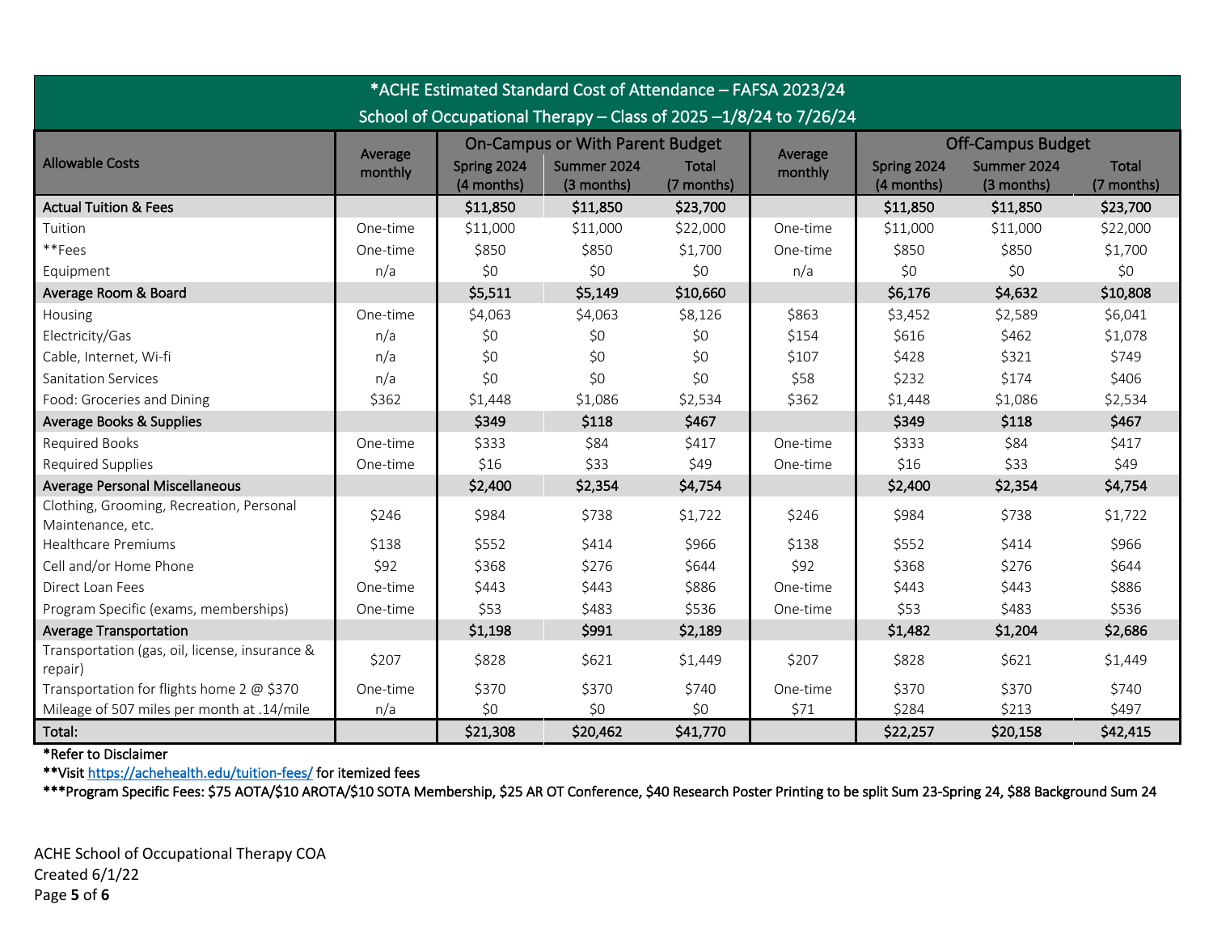| *ACHE Estimated Standard Cost of Attendance – FAFSA 2023/24 School of Occupational Therapy – Class of 2025 –1/8/24 to 7/26/24 | | | | | | | | |
|---|---|---|---|---|---|---|---|---|
| Allowable Costs | Average monthly | On-Campus or With Parent Budget | | | Average monthly | Off-Campus Budget | | |
| | | Spring 2024 (4 months) | Summer 2024 (3 months) | Total (7 months) | | Spring 2024 (4 months) | Summer 2024 (3 months) | Total (7 months) |
| **Actual Tuition & Fees** | | **$11,850** | **$11,850** | **$23,700** | | **$11,850** | **$11,850** | **$23,700** |
| Tuition | One-time | $11,000 | $11,000 | $22,000 | One-time | $11,000 | $11,000 | $22,000 |
| **Fees | One-time | $850 | $850 | $1,700 | One-time | $850 | $850 | $1,700 |
| Equipment | n/a | $0 | $0 | $0 | n/a | $0 | $0 | $0 |
| **Average Room & Board** | | **$5,511** | **$5,149** | **$10,660** | | **$6,176** | **$4,632** | **$10,808** |
| Housing | One-time | $4,063 | $4,063 | $8,126 | $863 | $3,452 | $2,589 | $6,041 |
| Electricity/Gas | n/a | $0 | $0 | $0 | $154 | $616 | $462 | $1,078 |
| Cable, Internet, Wi-fi | n/a | $0 | $0 | $0 | $107 | $428 | $321 | $749 |
| Sanitation Services | n/a | $0 | $0 | $0 | $58 | $232 | $174 | $406 |
| Food: Groceries and Dining | $362 | $1,448 | $1,086 | $2,534 | $362 | $1,448 | $1,086 | $2,534 |
| **Average Books & Supplies** | | **$349** | **$118** | **$467** | | **$349** | **$118** | **$467** |
| Required Books | One-time | $333 | $84 | $417 | One-time | $333 | $84 | $417 |
| Required Supplies | One-time | $16 | $33 | $49 | One-time | $16 | $33 | $49 |
| **Average Personal Miscellaneous** | | **$2,400** | **$2,354** | **$4,754** | | **$2,400** | **$2,354** | **$4,754** |
| Clothing, Grooming, Recreation, Personal Maintenance, etc. | $246 | $984 | $738 | $1,722 | $246 | $984 | $738 | $1,722 |
| Healthcare Premiums | $138 | $552 | $414 | $966 | $138 | $552 | $414 | $966 |
| Cell and/or Home Phone | $92 | $368 | $276 | $644 | $92 | $368 | $276 | $644 |
| Direct Loan Fees | One-time | $443 | $443 | $886 | One-time | $443 | $443 | $886 |
| Program Specific (exams, memberships) | One-time | $53 | $483 | $536 | One-time | $53 | $483 | $536 |
| **Average Transportation** | | **$1,198** | **$991** | **$2,189** | | **$1,482** | **$1,204** | **$2,686** |
| Transportation (gas, oil, license, insurance & repair) | $207 | $828 | $621 | $1,449 | $207 | $828 | $621 | $1,449 |
| Transportation for flights home 2 @ $370 | One-time | $370 | $370 | $740 | One-time | $370 | $370 | $740 |
| Mileage of 507 miles per month at .14/mile | n/a | $0 | $0 | $0 | $71 | $284 | $213 | $497 |
| **Total:** | | **$21,308** | **$20,462** | **$41,770** | | **$22,257** | **$20,158** | **$42,415** |

***Refer to Disclaimer**

****Visit https://achehealth.edu/tuition-fees/ for itemized fees**

*****Program Specific Fees: $75 AOTA/$10 AROTA/$10 SOTA Membership, $25 AR OT Conference, $40 Research Poster Printing to be split Sum 23-Spring 24, $88 Background Sum 24**

ACHE School of Occupational Therapy COA
Created 6/1/22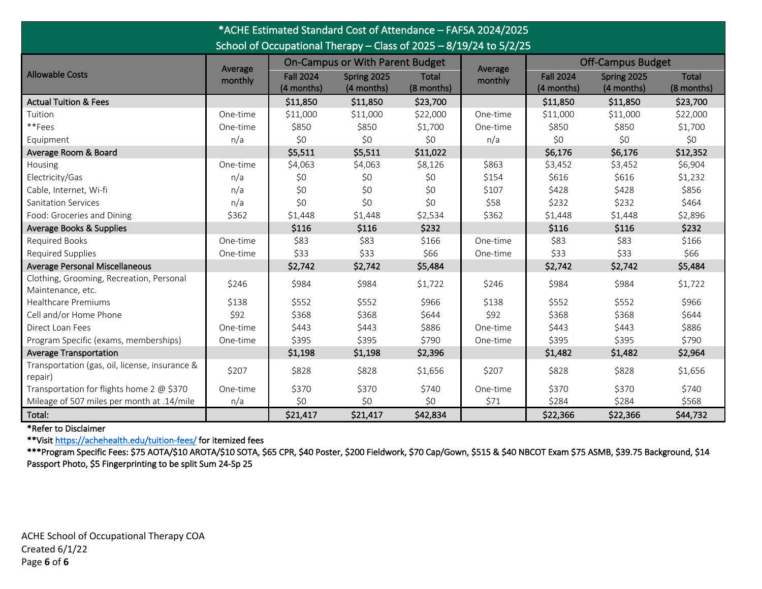| *ACHE Estimated Standard Cost of Attendance – FAFSA 2024/2025<br>School of Occupational Therapy – Class of 2025 – 8/19/24 to 5/2/25 | | | | | | | | |
|---|---|---|---|---|---|---|---|---|
| Allowable Costs | Average monthly | On-Campus or With Parent Budget | | | Average monthly | Off-Campus Budget | | |
| | | Fall 2024 (4 months) | Spring 2025 (4 months) | Total (8 months) | | Fall 2024 (4 months) | Spring 2025 (4 months) | Total (8 months) |
| **Actual Tuition & Fees** | | **$11,850** | **$11,850** | **$23,700** | | **$11,850** | **$11,850** | **$23,700** |
| Tuition | One-time | $11,000 | $11,000 | $22,000 | One-time | $11,000 | $11,000 | $22,000 |
| **Fees | One-time | $850 | $850 | $1,700 | One-time | $850 | $850 | $1,700 |
| Equipment | n/a | $0 | $0 | $0 | n/a | $0 | $0 | $0 |
| **Average Room & Board** | | **$5,511** | **$5,511** | **$11,022** | | **$6,176** | **$6,176** | **$12,352** |
| Housing | One-time | $4,063 | $4,063 | $8,126 | $863 | $3,452 | $3,452 | $6,904 |
| Electricity/Gas | n/a | $0 | $0 | $0 | $154 | $616 | $616 | $1,232 |
| Cable, Internet, Wi-fi | n/a | $0 | $0 | $0 | $107 | $428 | $428 | $856 |
| Sanitation Services | n/a | $0 | $0 | $0 | $58 | $232 | $232 | $464 |
| Food: Groceries and Dining | $362 | $1,448 | $1,448 | $2,534 | $362 | $1,448 | $1,448 | $2,896 |
| **Average Books & Supplies** | | **$116** | **$116** | **$232** | | **$116** | **$116** | **$232** |
| Required Books | One-time | $83 | $83 | $166 | One-time | $83 | $83 | $166 |
| Required Supplies | One-time | $33 | $33 | $66 | One-time | $33 | $33 | $66 |
| **Average Personal Miscellaneous** | | **$2,742** | **$2,742** | **$5,484** | | **$2,742** | **$2,742** | **$5,484** |
| Clothing, Grooming, Recreation, Personal Maintenance, etc. | $246 | $984 | $984 | $1,722 | $246 | $984 | $984 | $1,722 |
| Healthcare Premiums | $138 | $552 | $552 | $966 | $138 | $552 | $552 | $966 |
| Cell and/or Home Phone | $92 | $368 | $368 | $644 | $92 | $368 | $368 | $644 |
| Direct Loan Fees | One-time | $443 | $443 | $886 | One-time | $443 | $443 | $886 |
| Program Specific (exams, memberships) | One-time | $395 | $395 | $790 | One-time | $395 | $395 | $790 |
| **Average Transportation** | | **$1,198** | **$1,198** | **$2,396** | | **$1,482** | **$1,482** | **$2,964** |
| Transportation (gas, oil, license, insurance & repair) | $207 | $828 | $828 | $1,656 | $207 | $828 | $828 | $1,656 |
| Transportation for flights home 2 @ $370 | One-time | $370 | $370 | $740 | One-time | $370 | $370 | $740 |
| Mileage of 507 miles per month at .14/mile | n/a | $0 | $0 | $0 | $71 | $284 | $284 | $568 |
| **Total:** | | **$21,417** | **$21,417** | **$42,834** | | **$22,366** | **$22,366** | **$44,732** |

**\*Refer to Disclaimer**

**\*\*Visit https://achehealth.edu/tuition-fees/ for itemized fees**

**\*\*\*Program Specific Fees: $75 AOTA/$10 AROTA/$10 SOTA, $65 CPR, $40 Poster, $200 Fieldwork, $70 Cap/Gown, $515 & $40 NBCOT Exam $75 ASMB, $39.75 Background, $14 Passport Photo, $5 Fingerprinting to be split Sum 24-Sp 25**

ACHE School of Occupational Therapy COA
Created 6/1/22